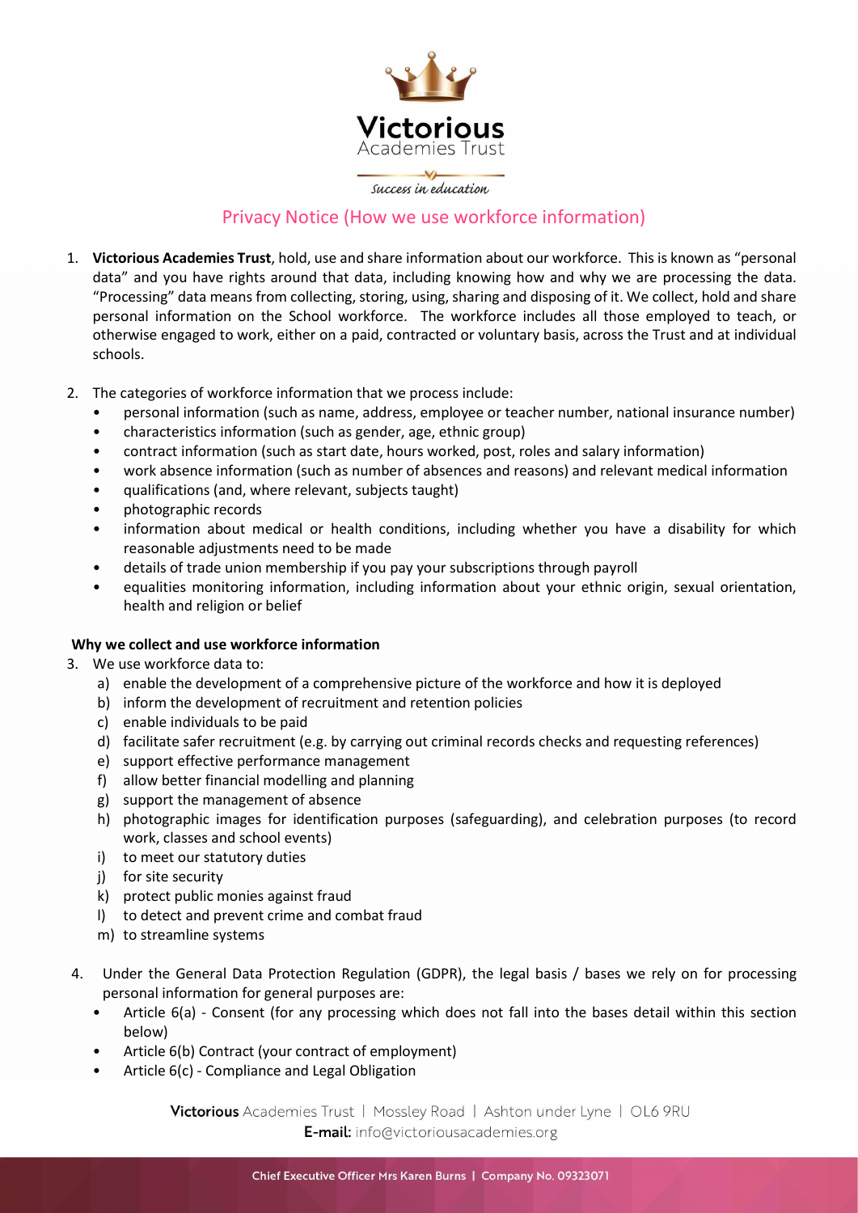Victorious Academies Trust

*Success in education*

# Privacy Notice (How we use workforce information)

1. **Victorious Academies Trust**, hold, use and share information about our workforce. This is known as "personal data" and you have rights around that data, including knowing how and why we are processing the data. "Processing" data means from collecting, storing, using, sharing and disposing of it. We collect, hold and share personal information on the School workforce. The workforce includes all those employed to teach, or otherwise engaged to work, either on a paid, contracted or voluntary basis, across the Trust and at individual schools.

2. The categories of workforce information that we process include:
   - personal information (such as name, address, employee or teacher number, national insurance number)
   - characteristics information (such as gender, age, ethnic group)
   - contract information (such as start date, hours worked, post, roles and salary information)
   - work absence information (such as number of absences and reasons) and relevant medical information
   - qualifications (and, where relevant, subjects taught)
   - photographic records
   - information about medical or health conditions, including whether you have a disability for which reasonable adjustments need to be made
   - details of trade union membership if you pay your subscriptions through payroll
   - equalities monitoring information, including information about your ethnic origin, sexual orientation, health and religion or belief

**Why we collect and use workforce information**

3. We use workforce data to:
   a) enable the development of a comprehensive picture of the workforce and how it is deployed
   b) inform the development of recruitment and retention policies
   c) enable individuals to be paid
   d) facilitate safer recruitment (e.g. by carrying out criminal records checks and requesting references)
   e) support effective performance management
   f) allow better financial modelling and planning
   g) support the management of absence
   h) photographic images for identification purposes (safeguarding), and celebration purposes (to record work, classes and school events)
   i) to meet our statutory duties
   j) for site security
   k) protect public monies against fraud
   l) to detect and prevent crime and combat fraud
   m) to streamline systems

4. Under the General Data Protection Regulation (GDPR), the legal basis / bases we rely on for processing personal information for general purposes are:
   - Article 6(a) - Consent (for any processing which does not fall into the bases detail within this section below)
   - Article 6(b) Contract (your contract of employment)
   - Article 6(c) - Compliance and Legal Obligation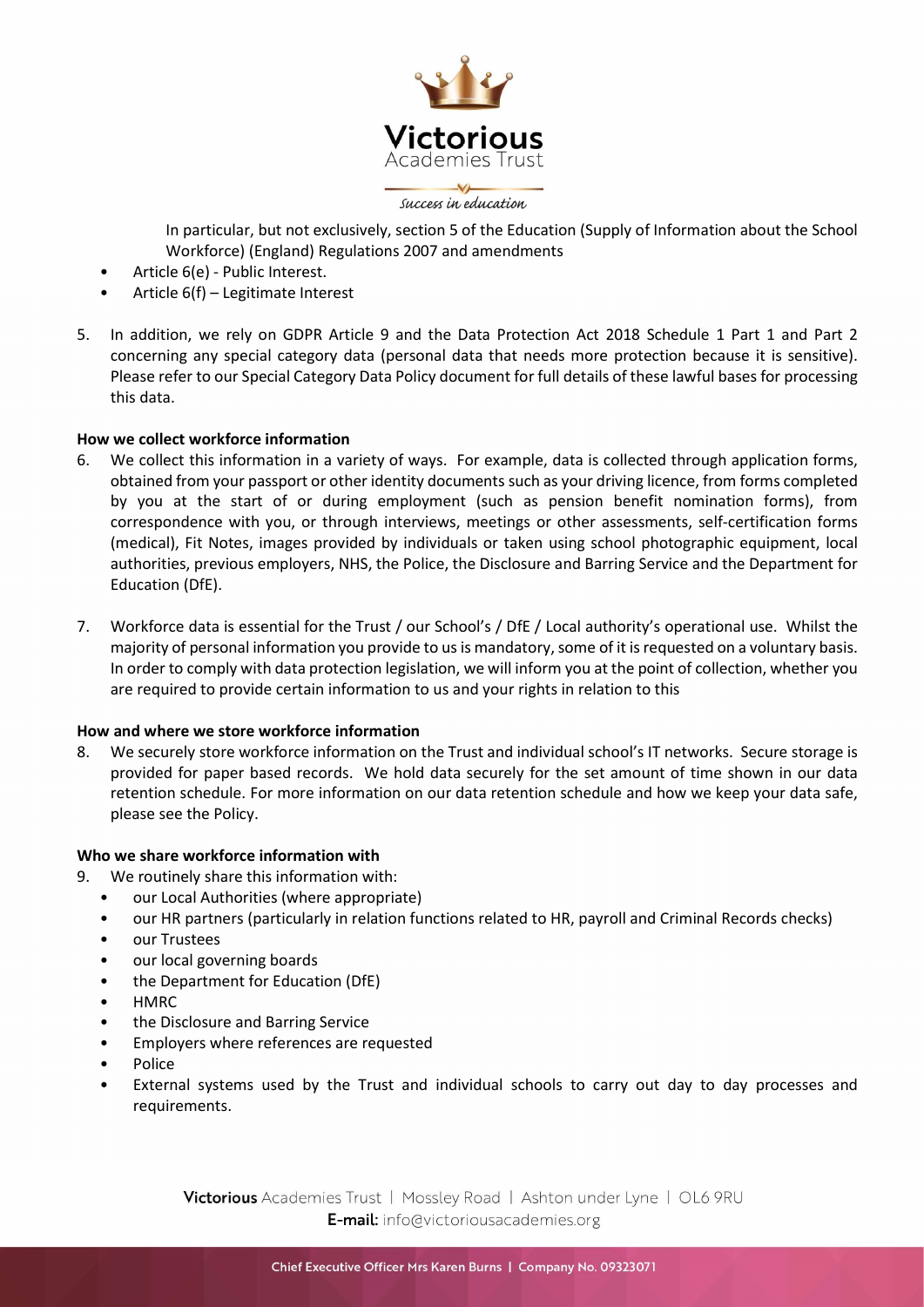In particular, but not exclusively, section 5 of the Education (Supply of Information about the School Workforce) (England) Regulations 2007 and amendments

- Article 6(e) - Public Interest.
- Article 6(f) – Legitimate Interest

5. In addition, we rely on GDPR Article 9 and the Data Protection Act 2018 Schedule 1 Part 1 and Part 2 concerning any special category data (personal data that needs more protection because it is sensitive). Please refer to our Special Category Data Policy document for full details of these lawful bases for processing this data.

**How we collect workforce information**

6. We collect this information in a variety of ways. For example, data is collected through application forms, obtained from your passport or other identity documents such as your driving licence, from forms completed by you at the start of or during employment (such as pension benefit nomination forms), from correspondence with you, or through interviews, meetings or other assessments, self-certification forms (medical), Fit Notes, images provided by individuals or taken using school photographic equipment, local authorities, previous employers, NHS, the Police, the Disclosure and Barring Service and the Department for Education (DfE).

7. Workforce data is essential for the Trust / our School's / DfE / Local authority's operational use. Whilst the majority of personal information you provide to us is mandatory, some of it is requested on a voluntary basis. In order to comply with data protection legislation, we will inform you at the point of collection, whether you are required to provide certain information to us and your rights in relation to this

**How and where we store workforce information**

8. We securely store workforce information on the Trust and individual school's IT networks. Secure storage is provided for paper based records. We hold data securely for the set amount of time shown in our data retention schedule. For more information on our data retention schedule and how we keep your data safe, please see the Policy.

**Who we share workforce information with**

9. We routinely share this information with:
   - our Local Authorities (where appropriate)
   - our HR partners (particularly in relation functions related to HR, payroll and Criminal Records checks)
   - our Trustees
   - our local governing boards
   - the Department for Education (DfE)
   - HMRC
   - the Disclosure and Barring Service
   - Employers where references are requested
   - Police
   - External systems used by the Trust and individual schools to carry out day to day processes and requirements.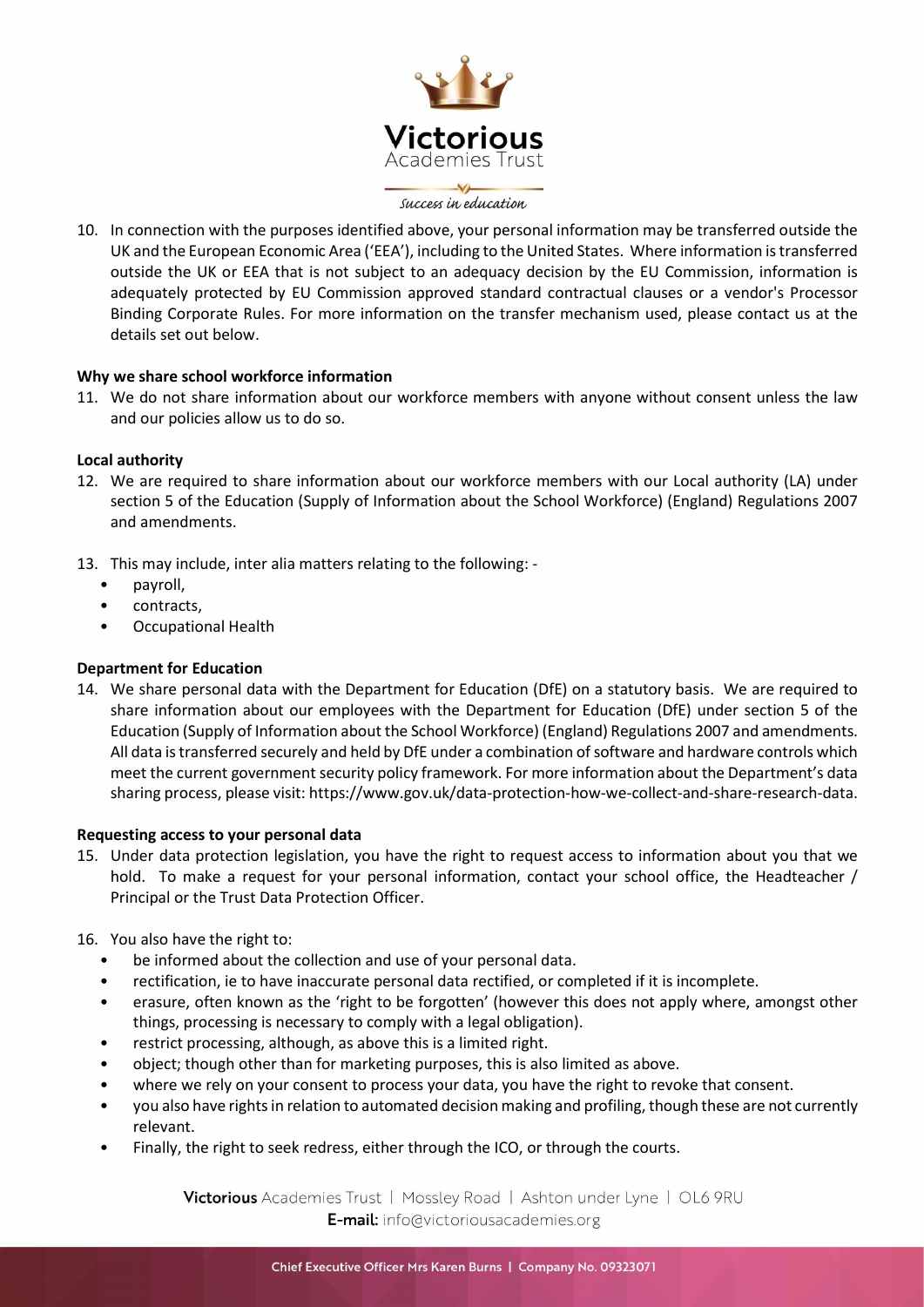10. In connection with the purposes identified above, your personal information may be transferred outside the UK and the European Economic Area ('EEA'), including to the United States. Where information is transferred outside the UK or EEA that is not subject to an adequacy decision by the EU Commission, information is adequately protected by EU Commission approved standard contractual clauses or a vendor's Processor Binding Corporate Rules. For more information on the transfer mechanism used, please contact us at the details set out below.

**Why we share school workforce information**

11. We do not share information about our workforce members with anyone without consent unless the law and our policies allow us to do so.

**Local authority**

12. We are required to share information about our workforce members with our Local authority (LA) under section 5 of the Education (Supply of Information about the School Workforce) (England) Regulations 2007 and amendments.

13. This may include, inter alia matters relating to the following: -
    - payroll,
    - contracts,
    - Occupational Health

**Department for Education**

14. We share personal data with the Department for Education (DfE) on a statutory basis. We are required to share information about our employees with the Department for Education (DfE) under section 5 of the Education (Supply of Information about the School Workforce) (England) Regulations 2007 and amendments. All data is transferred securely and held by DfE under a combination of software and hardware controls which meet the current government security policy framework. For more information about the Department's data sharing process, please visit: https://www.gov.uk/data-protection-how-we-collect-and-share-research-data.

**Requesting access to your personal data**

15. Under data protection legislation, you have the right to request access to information about you that we hold. To make a request for your personal information, contact your school office, the Headteacher / Principal or the Trust Data Protection Officer.

16. You also have the right to:
    - be informed about the collection and use of your personal data.
    - rectification, ie to have inaccurate personal data rectified, or completed if it is incomplete.
    - erasure, often known as the 'right to be forgotten' (however this does not apply where, amongst other things, processing is necessary to comply with a legal obligation).
    - restrict processing, although, as above this is a limited right.
    - object; though other than for marketing purposes, this is also limited as above.
    - where we rely on your consent to process your data, you have the right to revoke that consent.
    - you also have rights in relation to automated decision making and profiling, though these are not currently relevant.
    - Finally, the right to seek redress, either through the ICO, or through the courts.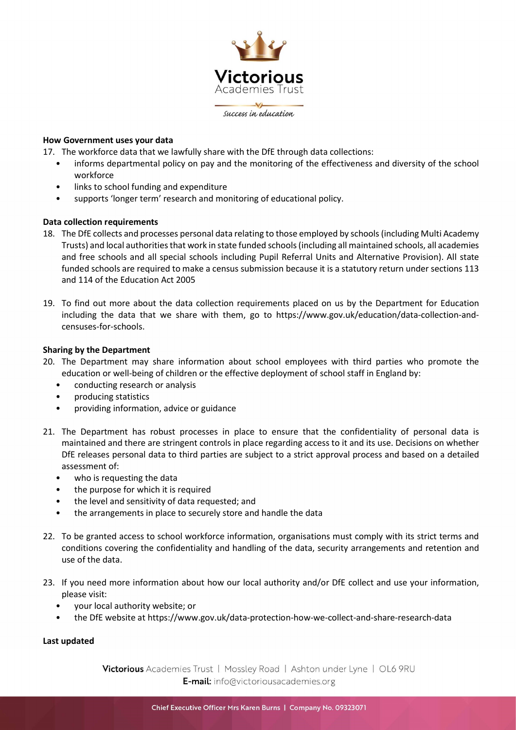**How Government uses your data**

17. The workforce data that we lawfully share with the DfE through data collections:
    - informs departmental policy on pay and the monitoring of the effectiveness and diversity of the school workforce
    - links to school funding and expenditure
    - supports 'longer term' research and monitoring of educational policy.

**Data collection requirements**

18. The DfE collects and processes personal data relating to those employed by schools (including Multi Academy Trusts) and local authorities that work in state funded schools (including all maintained schools, all academies and free schools and all special schools including Pupil Referral Units and Alternative Provision). All state funded schools are required to make a census submission because it is a statutory return under sections 113 and 114 of the Education Act 2005

19. To find out more about the data collection requirements placed on us by the Department for Education including the data that we share with them, go to https://www.gov.uk/education/data-collection-and-censuses-for-schools.

**Sharing by the Department**

20. The Department may share information about school employees with third parties who promote the education or well-being of children or the effective deployment of school staff in England by:
    - conducting research or analysis
    - producing statistics
    - providing information, advice or guidance

21. The Department has robust processes in place to ensure that the confidentiality of personal data is maintained and there are stringent controls in place regarding access to it and its use. Decisions on whether DfE releases personal data to third parties are subject to a strict approval process and based on a detailed assessment of:
    - who is requesting the data
    - the purpose for which it is required
    - the level and sensitivity of data requested; and
    - the arrangements in place to securely store and handle the data

22. To be granted access to school workforce information, organisations must comply with its strict terms and conditions covering the confidentiality and handling of the data, security arrangements and retention and use of the data.

23. If you need more information about how our local authority and/or DfE collect and use your information, please visit:
    - your local authority website; or
    - the DfE website at https://www.gov.uk/data-protection-how-we-collect-and-share-research-data

**Last updated**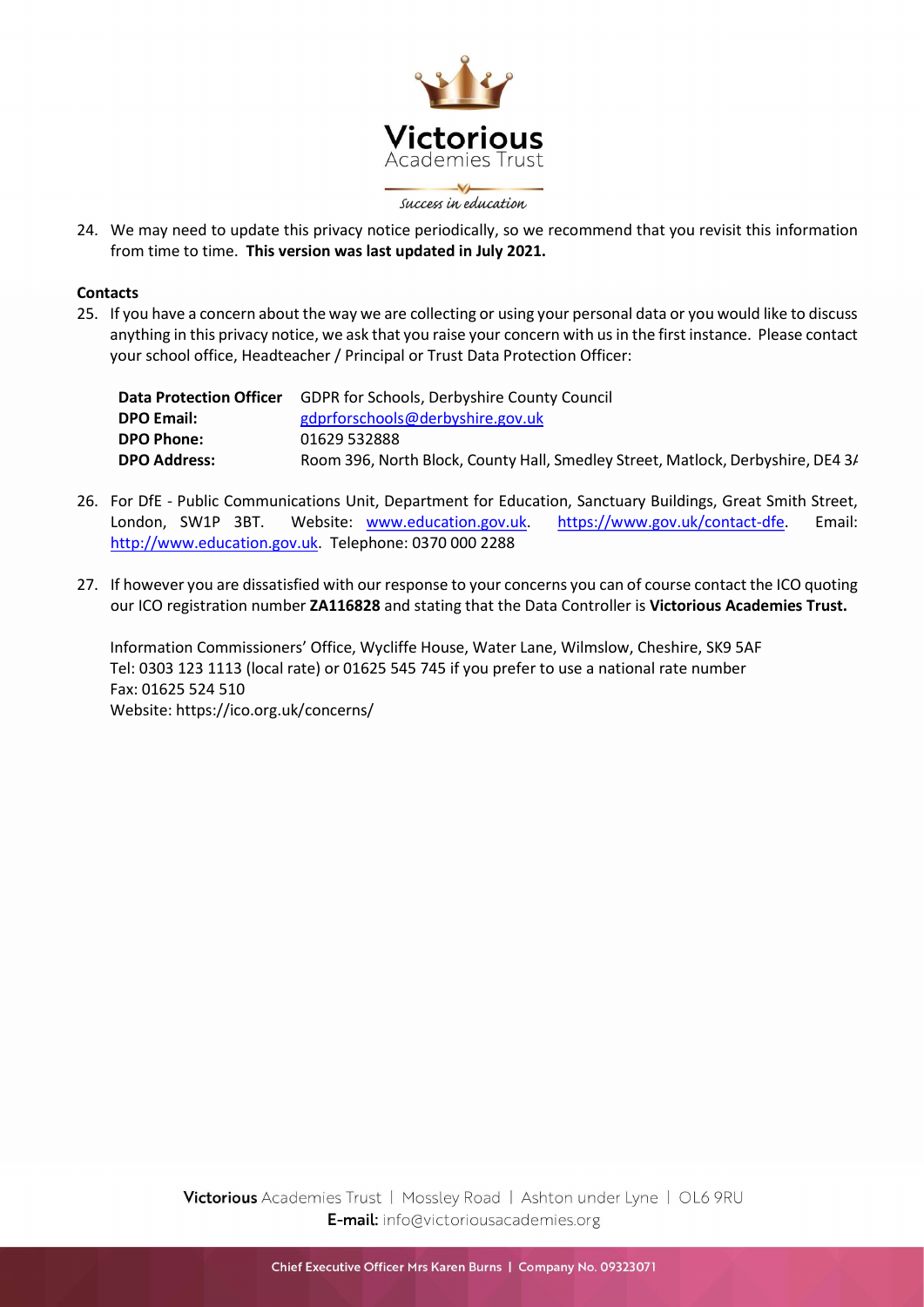24. We may need to update this privacy notice periodically, so we recommend that you revisit this information from time to time. **This version was last updated in July 2021.**

**Contacts**

25. If you have a concern about the way we are collecting or using your personal data or you would like to discuss anything in this privacy notice, we ask that you raise your concern with us in the first instance. Please contact your school office, Headteacher / Principal or Trust Data Protection Officer:

| | |
|---|---|
| **Data Protection Officer** | GDPR for Schools, Derbyshire County Council |
| **DPO Email:** | gdprforschools@derbyshire.gov.uk |
| **DPO Phone:** | 01629 532888 |
| **DPO Address:** | Room 396, North Block, County Hall, Smedley Street, Matlock, Derbyshire, DE4 3A |

26. For DfE - Public Communications Unit, Department for Education, Sanctuary Buildings, Great Smith Street, London, SW1P 3BT. Website: www.education.gov.uk. https://www.gov.uk/contact-dfe. Email: http://www.education.gov.uk. Telephone: 0370 000 2288

27. If however you are dissatisfied with our response to your concerns you can of course contact the ICO quoting our ICO registration number **ZA116828** and stating that the Data Controller is **Victorious Academies Trust.**

    Information Commissioners' Office, Wycliffe House, Water Lane, Wilmslow, Cheshire, SK9 5AF
    Tel: 0303 123 1113 (local rate) or 01625 545 745 if you prefer to use a national rate number
    Fax: 01625 524 510
    Website: https://ico.org.uk/concerns/